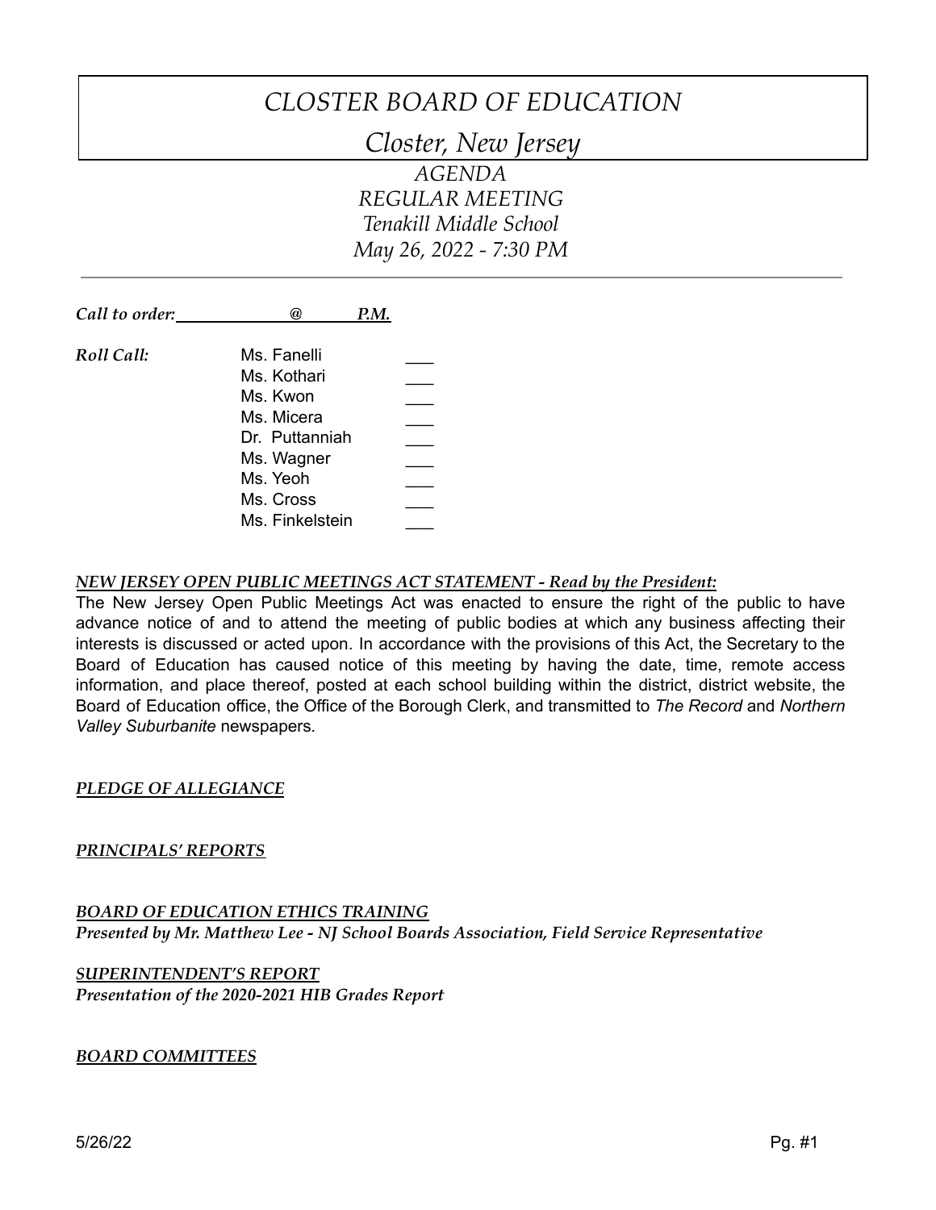# *CLOSTER BOARD OF EDUCATION*

## *Closter, New Jersey*

*AGENDA*
*REGULAR MEETING*
*Tenakill Middle School*
*May 26, 2022 - 7:30 PM*

---

***Call to order:*** ______ @ ______ ***P.M.***

***Roll Call:***

| | |
|---|---|
| Ms. Fanelli | ___ |
| Ms. Kothari | ___ |
| Ms. Kwon | ___ |
| Ms. Micera | ___ |
| Dr. Puttanniah | ___ |
| Ms. Wagner | ___ |
| Ms. Yeoh | ___ |
| Ms. Cross | ___ |
| Ms. Finkelstein | ___ |

***NEW JERSEY OPEN PUBLIC MEETINGS ACT STATEMENT - Read by the President:***

The New Jersey Open Public Meetings Act was enacted to ensure the right of the public to have advance notice of and to attend the meeting of public bodies at which any business affecting their interests is discussed or acted upon. In accordance with the provisions of this Act, the Secretary to the Board of Education has caused notice of this meeting by having the date, time, remote access information, and place thereof, posted at each school building within the district, district website, the Board of Education office, the Office of the Borough Clerk, and transmitted to *The Record* and *Northern Valley Suburbanite* newspapers.

***PLEDGE OF ALLEGIANCE***

***PRINCIPALS' REPORTS***

***BOARD OF EDUCATION ETHICS TRAINING***
***Presented by Mr. Matthew Lee - NJ School Boards Association, Field Service Representative***

***SUPERINTENDENT'S REPORT***
***Presentation of the 2020-2021 HIB Grades Report***

***BOARD COMMITTEES***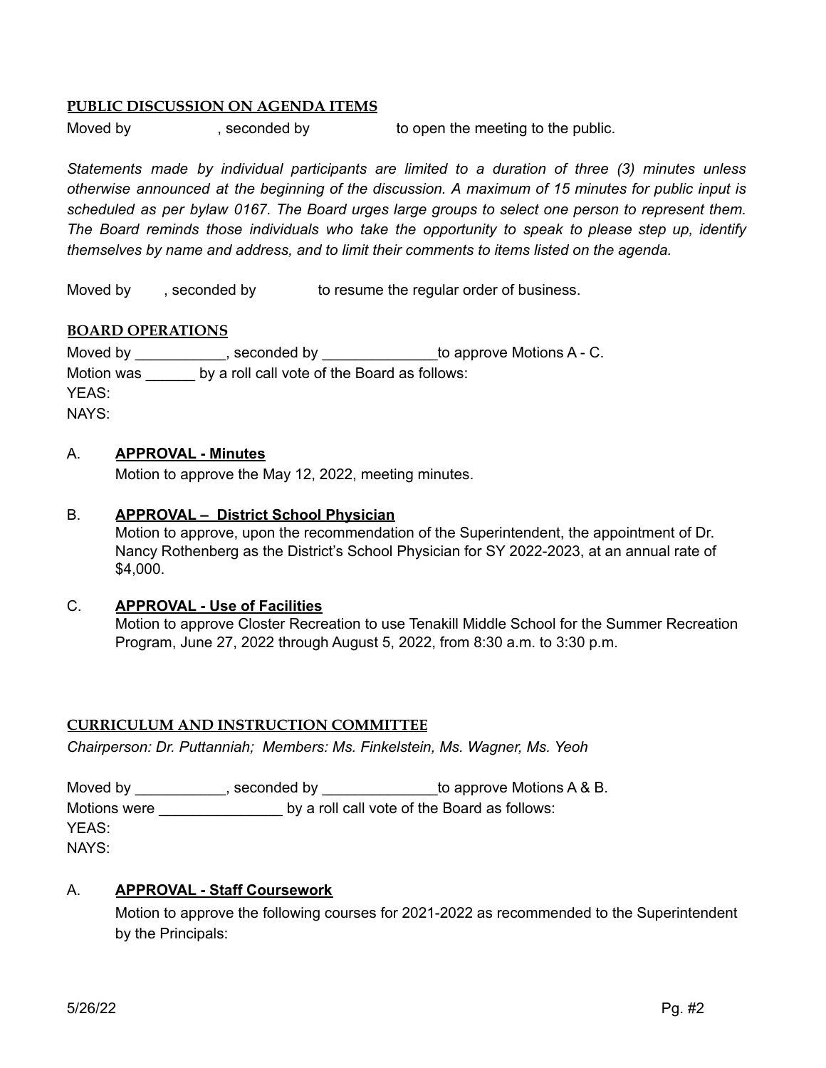**PUBLIC DISCUSSION ON AGENDA ITEMS**

Moved by , seconded by to open the meeting to the public.

*Statements made by individual participants are limited to a duration of three (3) minutes unless otherwise announced at the beginning of the discussion. A maximum of 15 minutes for public input is scheduled as per bylaw 0167. The Board urges large groups to select one person to represent them. The Board reminds those individuals who take the opportunity to speak to please step up, identify themselves by name and address, and to limit their comments to items listed on the agenda.*

Moved by , seconded by to resume the regular order of business.

**BOARD OPERATIONS**

Moved by ___________, seconded by ______________to approve Motions A - C.
Motion was ______ by a roll call vote of the Board as follows:
YEAS:
NAYS:

A. **APPROVAL - Minutes**
Motion to approve the May 12, 2022, meeting minutes.

B. **APPROVAL – District School Physician**
Motion to approve, upon the recommendation of the Superintendent, the appointment of Dr. Nancy Rothenberg as the District's School Physician for SY 2022-2023, at an annual rate of $4,000.

C. **APPROVAL - Use of Facilities**
Motion to approve Closter Recreation to use Tenakill Middle School for the Summer Recreation Program, June 27, 2022 through August 5, 2022, from 8:30 a.m. to 3:30 p.m.

**CURRICULUM AND INSTRUCTION COMMITTEE**

*Chairperson: Dr. Puttanniah; Members: Ms. Finkelstein, Ms. Wagner, Ms. Yeoh*

Moved by ___________, seconded by ______________to approve Motions A & B.
Motions were _______________ by a roll call vote of the Board as follows:
YEAS:
NAYS:

A. **APPROVAL - Staff Coursework**
Motion to approve the following courses for 2021-2022 as recommended to the Superintendent by the Principals: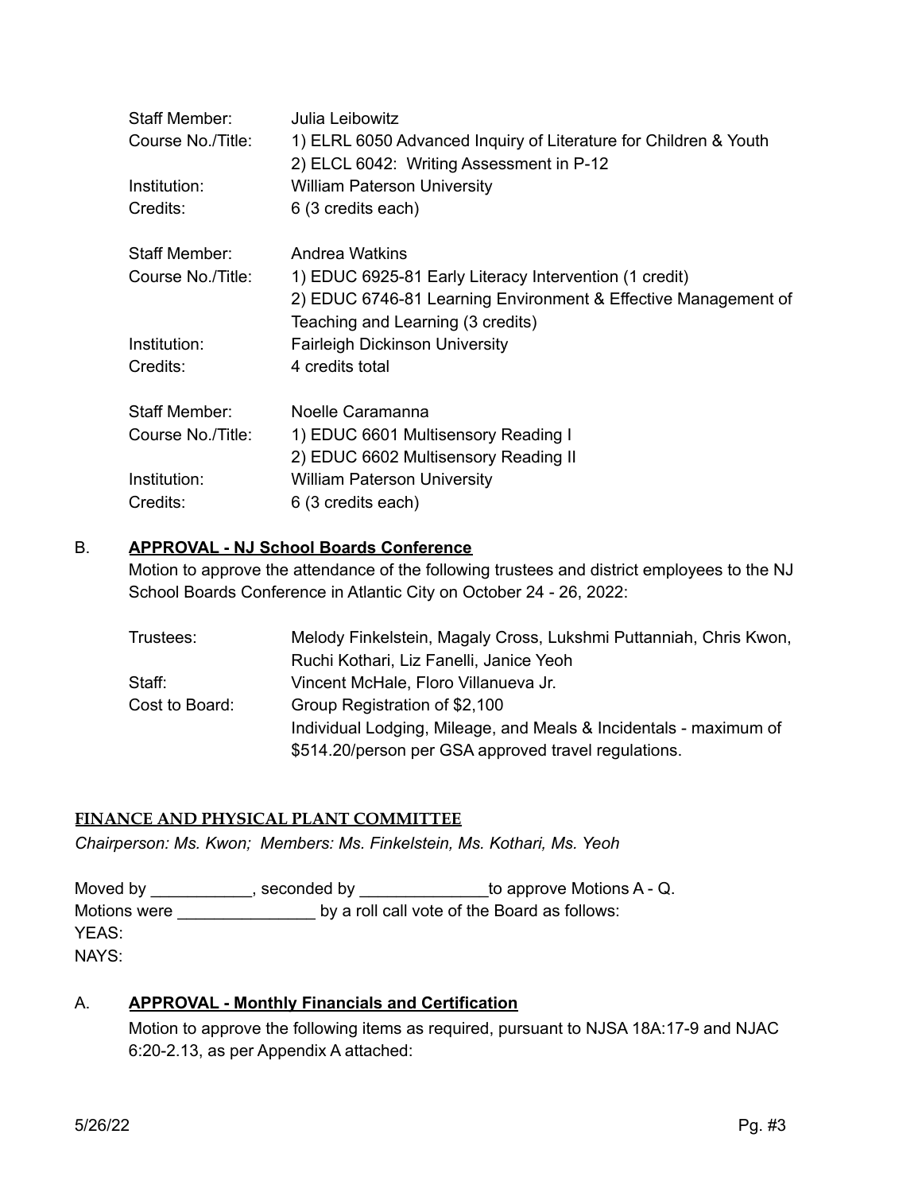| | |
|---|---|
| Staff Member: | Julia Leibowitz |
| Course No./Title: | 1) ELRL 6050 Advanced Inquiry of Literature for Children & Youth<br>2) ELCL 6042: Writing Assessment in P-12 |
| Institution: | William Paterson University |
| Credits: | 6 (3 credits each) |

| | |
|---|---|
| Staff Member: | Andrea Watkins |
| Course No./Title: | 1) EDUC 6925-81 Early Literacy Intervention (1 credit)<br>2) EDUC 6746-81 Learning Environment & Effective Management of Teaching and Learning (3 credits) |
| Institution: | Fairleigh Dickinson University |
| Credits: | 4 credits total |

| | |
|---|---|
| Staff Member: | Noelle Caramanna |
| Course No./Title: | 1) EDUC 6601 Multisensory Reading I<br>2) EDUC 6602 Multisensory Reading II |
| Institution: | William Paterson University |
| Credits: | 6 (3 credits each) |

B. **APPROVAL - NJ School Boards Conference**

Motion to approve the attendance of the following trustees and district employees to the NJ School Boards Conference in Atlantic City on October 24 - 26, 2022:

| | |
|---|---|
| Trustees: | Melody Finkelstein, Magaly Cross, Lukshmi Puttanniah, Chris Kwon, Ruchi Kothari, Liz Fanelli, Janice Yeoh |
| Staff: | Vincent McHale, Floro Villanueva Jr. |
| Cost to Board: | Group Registration of $2,100<br>Individual Lodging, Mileage, and Meals & Incidentals - maximum of $514.20/person per GSA approved travel regulations. |

## FINANCE AND PHYSICAL PLANT COMMITTEE

*Chairperson: Ms. Kwon; Members: Ms. Finkelstein, Ms. Kothari, Ms. Yeoh*

Moved by ___________, seconded by ______________to approve Motions A - Q.
Motions were _______________ by a roll call vote of the Board as follows:
YEAS:
NAYS:

A. **APPROVAL - Monthly Financials and Certification**

Motion to approve the following items as required, pursuant to NJSA 18A:17-9 and NJAC 6:20-2.13, as per Appendix A attached: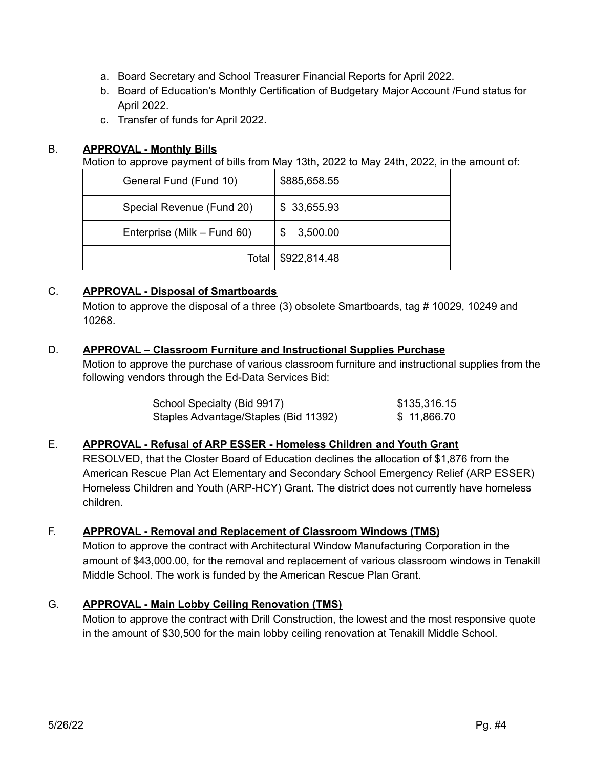a. Board Secretary and School Treasurer Financial Reports for April 2022.
b. Board of Education's Monthly Certification of Budgetary Major Account /Fund status for April 2022.
c. Transfer of funds for April 2022.

B. **APPROVAL - Monthly Bills**

Motion to approve payment of bills from May 13th, 2022 to May 24th, 2022, in the amount of:

| | |
|---|---|
| General Fund (Fund 10) | $885,658.55 |
| Special Revenue (Fund 20) | $ 33,655.93 |
| Enterprise (Milk – Fund 60) | $ 3,500.00 |
| Total | $922,814.48 |

C. **APPROVAL - Disposal of Smartboards**

Motion to approve the disposal of a three (3) obsolete Smartboards, tag # 10029, 10249 and 10268.

D. **APPROVAL – Classroom Furniture and Instructional Supplies Purchase**

Motion to approve the purchase of various classroom furniture and instructional supplies from the following vendors through the Ed-Data Services Bid:

| | |
|---|---|
| School Specialty (Bid 9917) | $135,316.15 |
| Staples Advantage/Staples (Bid 11392) | $ 11,866.70 |

E. **APPROVAL - Refusal of ARP ESSER - Homeless Children and Youth Grant**

RESOLVED, that the Closter Board of Education declines the allocation of $1,876 from the American Rescue Plan Act Elementary and Secondary School Emergency Relief (ARP ESSER) Homeless Children and Youth (ARP-HCY) Grant. The district does not currently have homeless children.

F. **APPROVAL - Removal and Replacement of Classroom Windows (TMS)**

Motion to approve the contract with Architectural Window Manufacturing Corporation in the amount of $43,000.00, for the removal and replacement of various classroom windows in Tenakill Middle School. The work is funded by the American Rescue Plan Grant.

G. **APPROVAL - Main Lobby Ceiling Renovation (TMS)**

Motion to approve the contract with Drill Construction, the lowest and the most responsive quote in the amount of $30,500 for the main lobby ceiling renovation at Tenakill Middle School.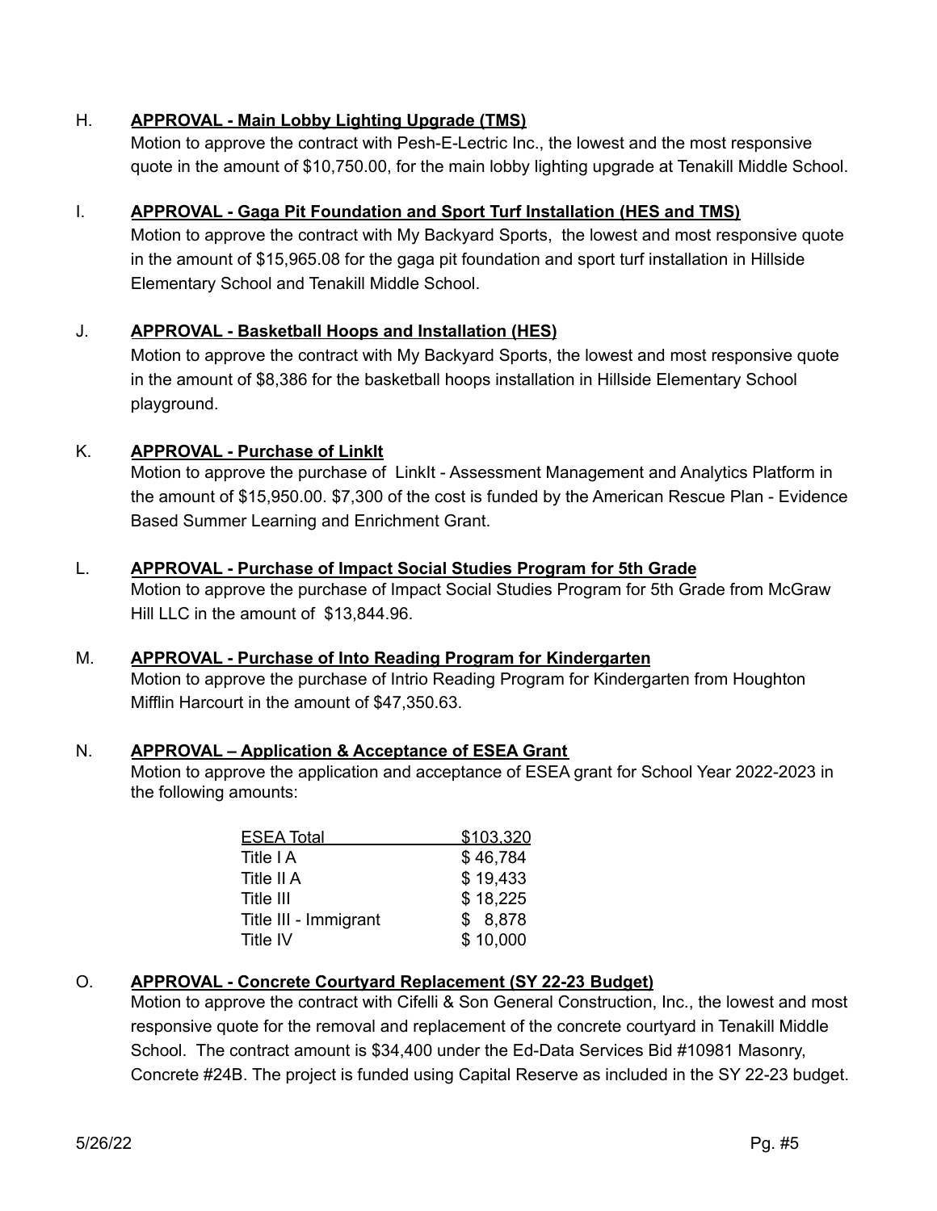H. **<u>APPROVAL - Main Lobby Lighting Upgrade (TMS)</u>**

Motion to approve the contract with Pesh-E-Lectric Inc., the lowest and the most responsive quote in the amount of $10,750.00, for the main lobby lighting upgrade at Tenakill Middle School.

I. **<u>APPROVAL - Gaga Pit Foundation and Sport Turf Installation (HES and TMS)</u>**

Motion to approve the contract with My Backyard Sports, the lowest and most responsive quote in the amount of $15,965.08 for the gaga pit foundation and sport turf installation in Hillside Elementary School and Tenakill Middle School.

J. **<u>APPROVAL - Basketball Hoops and Installation (HES)</u>**

Motion to approve the contract with My Backyard Sports, the lowest and most responsive quote in the amount of $8,386 for the basketball hoops installation in Hillside Elementary School playground.

K. **<u>APPROVAL - Purchase of LinkIt</u>**

Motion to approve the purchase of LinkIt - Assessment Management and Analytics Platform in the amount of $15,950.00. $7,300 of the cost is funded by the American Rescue Plan - Evidence Based Summer Learning and Enrichment Grant.

L. **<u>APPROVAL - Purchase of Impact Social Studies Program for 5th Grade</u>**

Motion to approve the purchase of Impact Social Studies Program for 5th Grade from McGraw Hill LLC in the amount of $13,844.96.

M. **<u>APPROVAL - Purchase of Into Reading Program for Kindergarten</u>**

Motion to approve the purchase of Intrio Reading Program for Kindergarten from Houghton Mifflin Harcourt in the amount of $47,350.63.

N. **<u>APPROVAL – Application & Acceptance of ESEA Grant</u>**

Motion to approve the application and acceptance of ESEA grant for School Year 2022-2023 in the following amounts:

| ESEA Total | $103,320 |
|---|---|
| Title I A | $ 46,784 |
| Title II A | $ 19,433 |
| Title III | $ 18,225 |
| Title III - Immigrant | $ 8,878 |
| Title IV | $ 10,000 |

O. **<u>APPROVAL - Concrete Courtyard Replacement (SY 22-23 Budget)</u>**

Motion to approve the contract with Cifelli & Son General Construction, Inc., the lowest and most responsive quote for the removal and replacement of the concrete courtyard in Tenakill Middle School. The contract amount is $34,400 under the Ed-Data Services Bid #10981 Masonry, Concrete #24B. The project is funded using Capital Reserve as included in the SY 22-23 budget.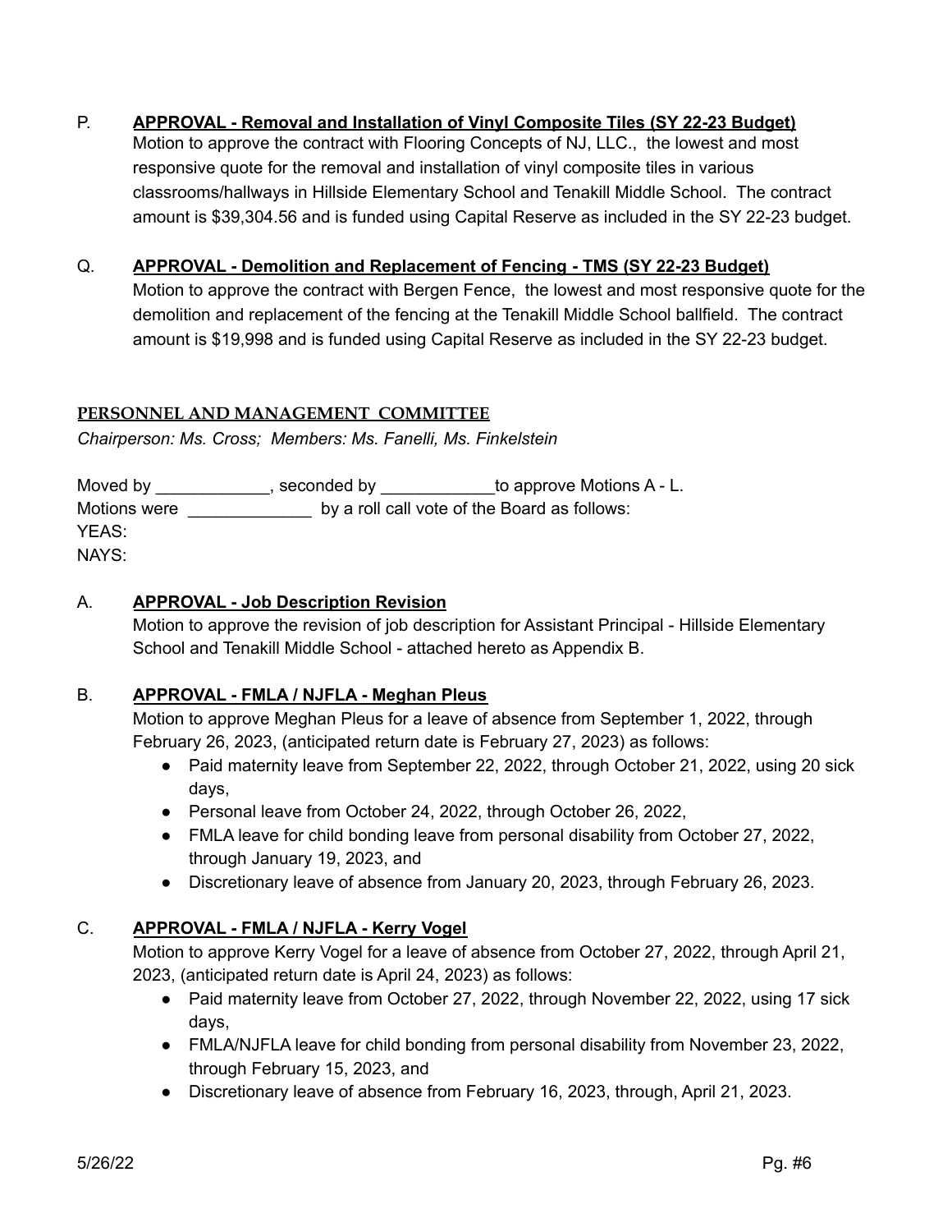P. **APPROVAL - Removal and Installation of Vinyl Composite Tiles (SY 22-23 Budget)**
Motion to approve the contract with Flooring Concepts of NJ, LLC., the lowest and most responsive quote for the removal and installation of vinyl composite tiles in various classrooms/hallways in Hillside Elementary School and Tenakill Middle School. The contract amount is $39,304.56 and is funded using Capital Reserve as included in the SY 22-23 budget.

Q. **APPROVAL - Demolition and Replacement of Fencing - TMS (SY 22-23 Budget)**
Motion to approve the contract with Bergen Fence, the lowest and most responsive quote for the demolition and replacement of the fencing at the Tenakill Middle School ballfield. The contract amount is $19,998 and is funded using Capital Reserve as included in the SY 22-23 budget.

## PERSONNEL AND MANAGEMENT COMMITTEE

*Chairperson: Ms. Cross; Members: Ms. Fanelli, Ms. Finkelstein*

Moved by ____________, seconded by ____________to approve Motions A - L.
Motions were _____________ by a roll call vote of the Board as follows:
YEAS:
NAYS:

A. **APPROVAL - Job Description Revision**
Motion to approve the revision of job description for Assistant Principal - Hillside Elementary School and Tenakill Middle School - attached hereto as Appendix B.

B. **APPROVAL - FMLA / NJFLA - Meghan Pleus**
Motion to approve Meghan Pleus for a leave of absence from September 1, 2022, through February 26, 2023, (anticipated return date is February 27, 2023) as follows:
- Paid maternity leave from September 22, 2022, through October 21, 2022, using 20 sick days,
- Personal leave from October 24, 2022, through October 26, 2022,
- FMLA leave for child bonding leave from personal disability from October 27, 2022, through January 19, 2023, and
- Discretionary leave of absence from January 20, 2023, through February 26, 2023.

C. **APPROVAL - FMLA / NJFLA - Kerry Vogel**
Motion to approve Kerry Vogel for a leave of absence from October 27, 2022, through April 21, 2023, (anticipated return date is April 24, 2023) as follows:
- Paid maternity leave from October 27, 2022, through November 22, 2022, using 17 sick days,
- FMLA/NJFLA leave for child bonding from personal disability from November 23, 2022, through February 15, 2023, and
- Discretionary leave of absence from February 16, 2023, through, April 21, 2023.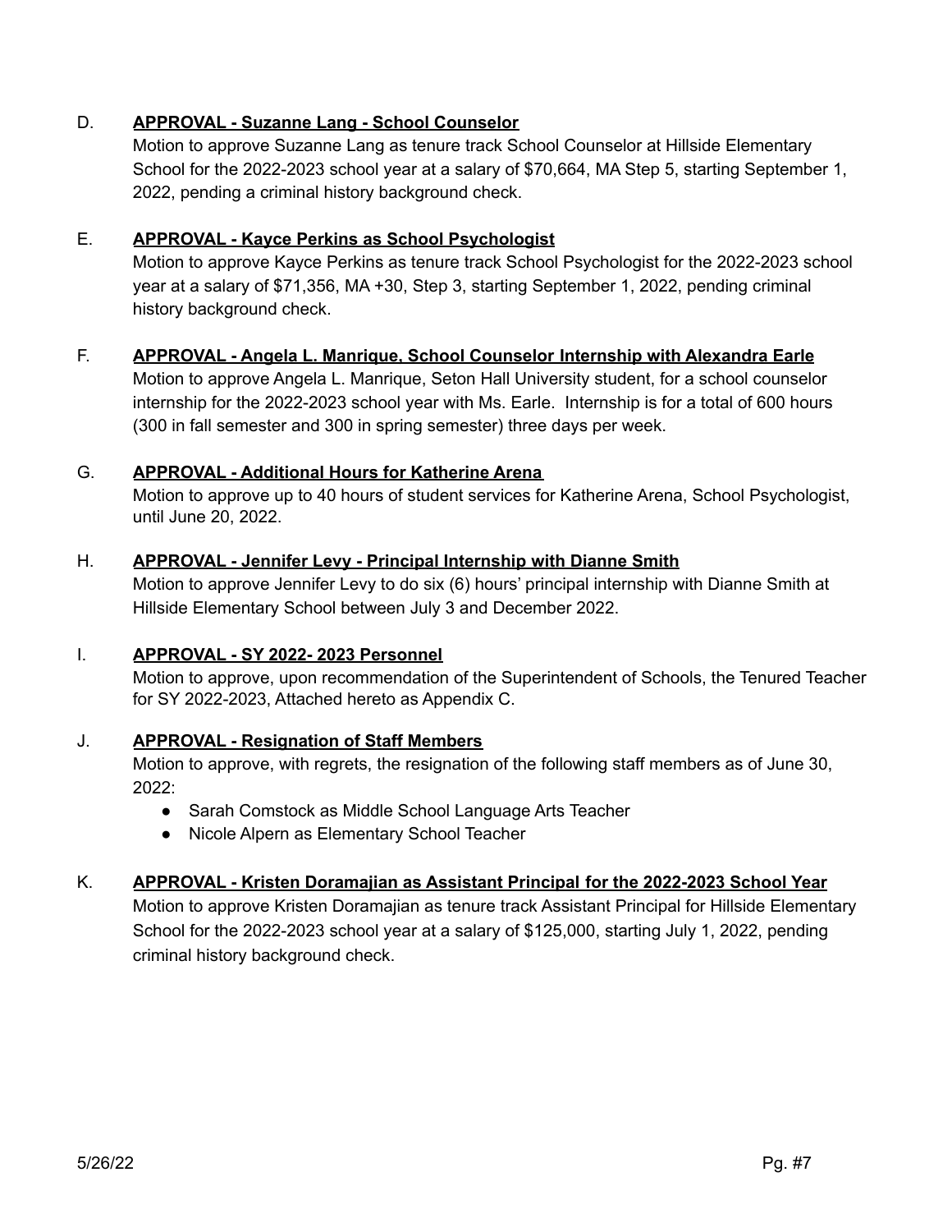D. **APPROVAL - Suzanne Lang - School Counselor**

Motion to approve Suzanne Lang as tenure track School Counselor at Hillside Elementary School for the 2022-2023 school year at a salary of $70,664, MA Step 5, starting September 1, 2022, pending a criminal history background check.

E. **APPROVAL - Kayce Perkins as School Psychologist**

Motion to approve Kayce Perkins as tenure track School Psychologist for the 2022-2023 school year at a salary of $71,356, MA +30, Step 3, starting September 1, 2022, pending criminal history background check.

F. **APPROVAL - Angela L. Manrique, School Counselor Internship with Alexandra Earle**

Motion to approve Angela L. Manrique, Seton Hall University student, for a school counselor internship for the 2022-2023 school year with Ms. Earle. Internship is for a total of 600 hours (300 in fall semester and 300 in spring semester) three days per week.

G. **APPROVAL - Additional Hours for Katherine Arena**

Motion to approve up to 40 hours of student services for Katherine Arena, School Psychologist, until June 20, 2022.

H. **APPROVAL - Jennifer Levy - Principal Internship with Dianne Smith**

Motion to approve Jennifer Levy to do six (6) hours' principal internship with Dianne Smith at Hillside Elementary School between July 3 and December 2022.

I. **APPROVAL - SY 2022- 2023 Personnel**

Motion to approve, upon recommendation of the Superintendent of Schools, the Tenured Teacher for SY 2022-2023, Attached hereto as Appendix C.

J. **APPROVAL - Resignation of Staff Members**

Motion to approve, with regrets, the resignation of the following staff members as of June 30, 2022:

- Sarah Comstock as Middle School Language Arts Teacher
- Nicole Alpern as Elementary School Teacher

K. **APPROVAL - Kristen Doramajian as Assistant Principal for the 2022-2023 School Year**

Motion to approve Kristen Doramajian as tenure track Assistant Principal for Hillside Elementary School for the 2022-2023 school year at a salary of $125,000, starting July 1, 2022, pending criminal history background check.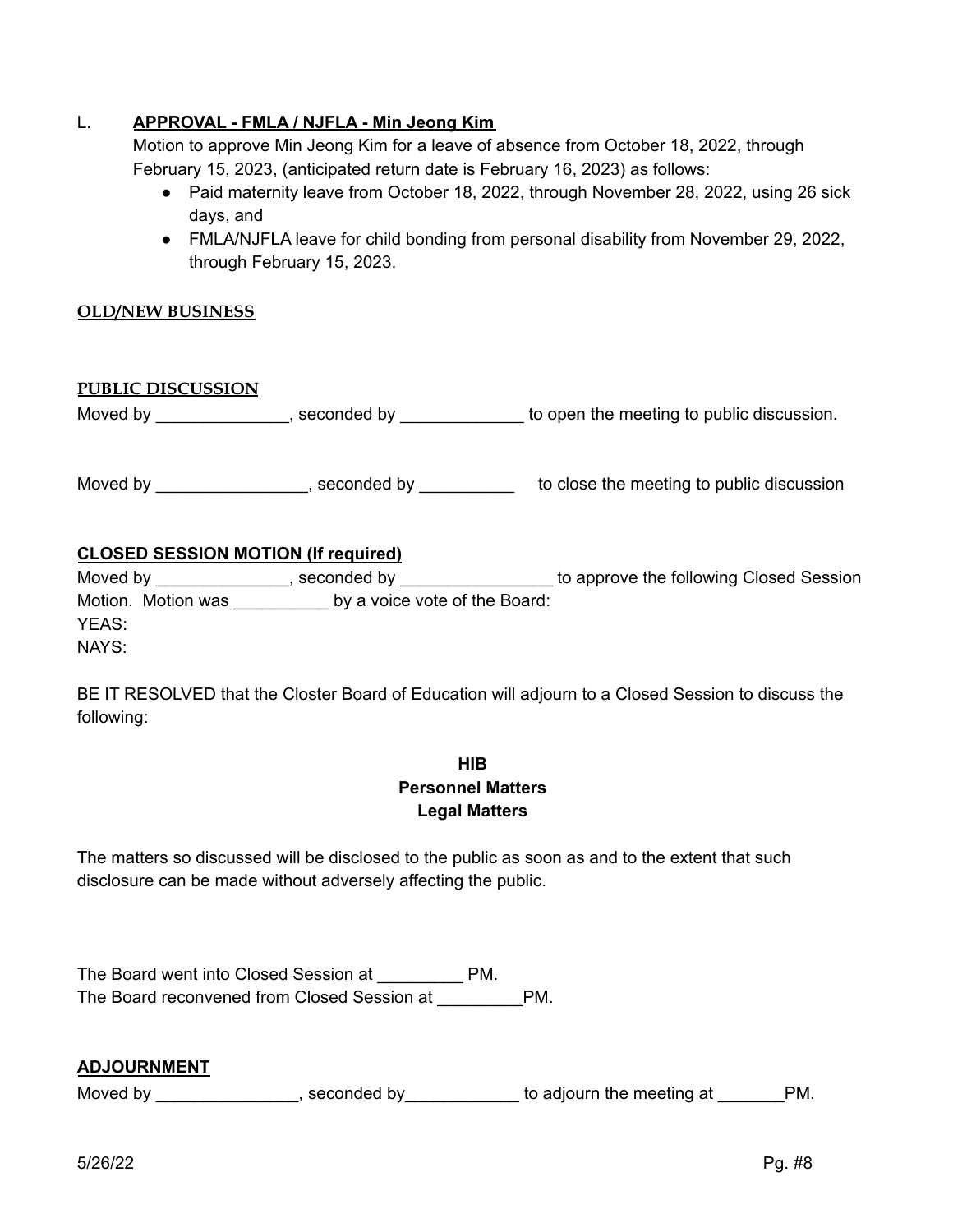L. **APPROVAL - FMLA / NJFLA - Min Jeong Kim**

Motion to approve Min Jeong Kim for a leave of absence from October 18, 2022, through February 15, 2023, (anticipated return date is February 16, 2023) as follows:

- Paid maternity leave from October 18, 2022, through November 28, 2022, using 26 sick days, and
- FMLA/NJFLA leave for child bonding from personal disability from November 29, 2022, through February 15, 2023.

**OLD/NEW BUSINESS**

**PUBLIC DISCUSSION**

Moved by ______________, seconded by _____________ to open the meeting to public discussion.

Moved by ________________, seconded by __________ to close the meeting to public discussion

**CLOSED SESSION MOTION (If required)**

Moved by ______________, seconded by ________________ to approve the following Closed Session Motion. Motion was __________ by a voice vote of the Board:
YEAS:
NAYS:

BE IT RESOLVED that the Closter Board of Education will adjourn to a Closed Session to discuss the following:

**HIB**
**Personnel Matters**
**Legal Matters**

The matters so discussed will be disclosed to the public as soon as and to the extent that such disclosure can be made without adversely affecting the public.

The Board went into Closed Session at _________ PM.
The Board reconvened from Closed Session at _________PM.

**ADJOURNMENT**

Moved by _______________, seconded by____________ to adjourn the meeting at _______PM.

5/26/22